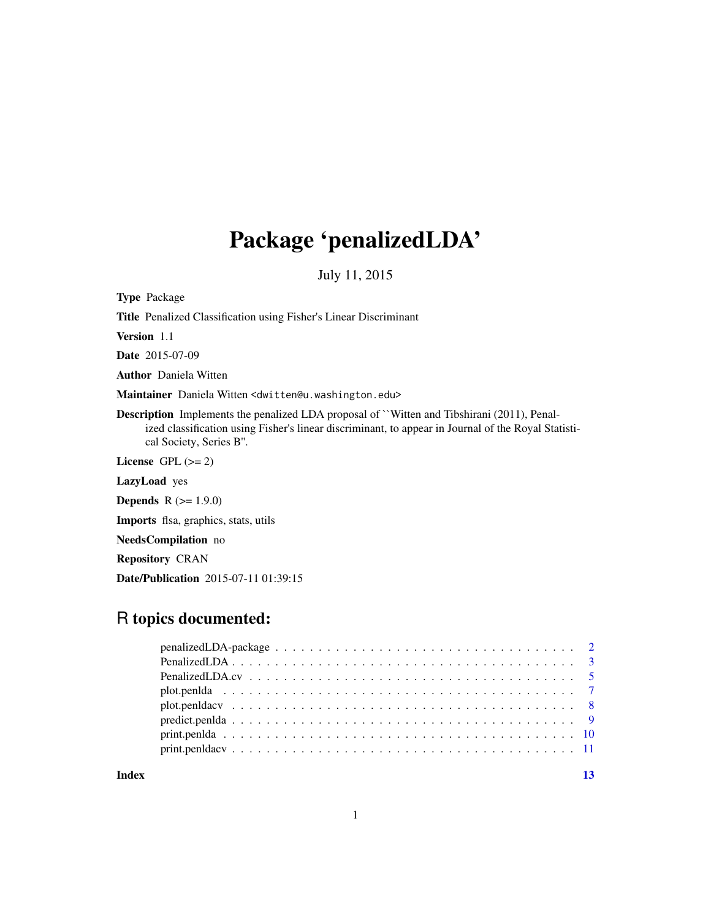# Package 'penalizedLDA'

July 11, 2015

**Type** Package

**Title** Penalized Classification using Fisher's Linear Discriminant

**Version** 1.1

**Date** 2015-07-09

**Author** Daniela Witten

**Maintainer** Daniela Witten <dwitten@u.washington.edu>

**Description** Implements the penalized LDA proposal of ``Witten and Tibshirani (2011), Penalized classification using Fisher's linear discriminant, to appear in Journal of the Royal Statistical Society, Series B''.

**License** GPL (>= 2)

**LazyLoad** yes

**Depends** R (>= 1.9.0)

**Imports** flsa, graphics, stats, utils

**NeedsCompilation** no

**Repository** CRAN

**Date/Publication** 2015-07-11 01:39:15

## R topics documented:

- penalizedLDA-package . . . . . 2
- PenalizedLDA . . . . . 3
- PenalizedLDA.cv . . . . . 5
- plot.penlda . . . . . 7
- plot.penldacv . . . . . 8
- predict.penlda . . . . . 9
- print.penlda . . . . . 10
- print.penldacv . . . . . 11

**Index** **13**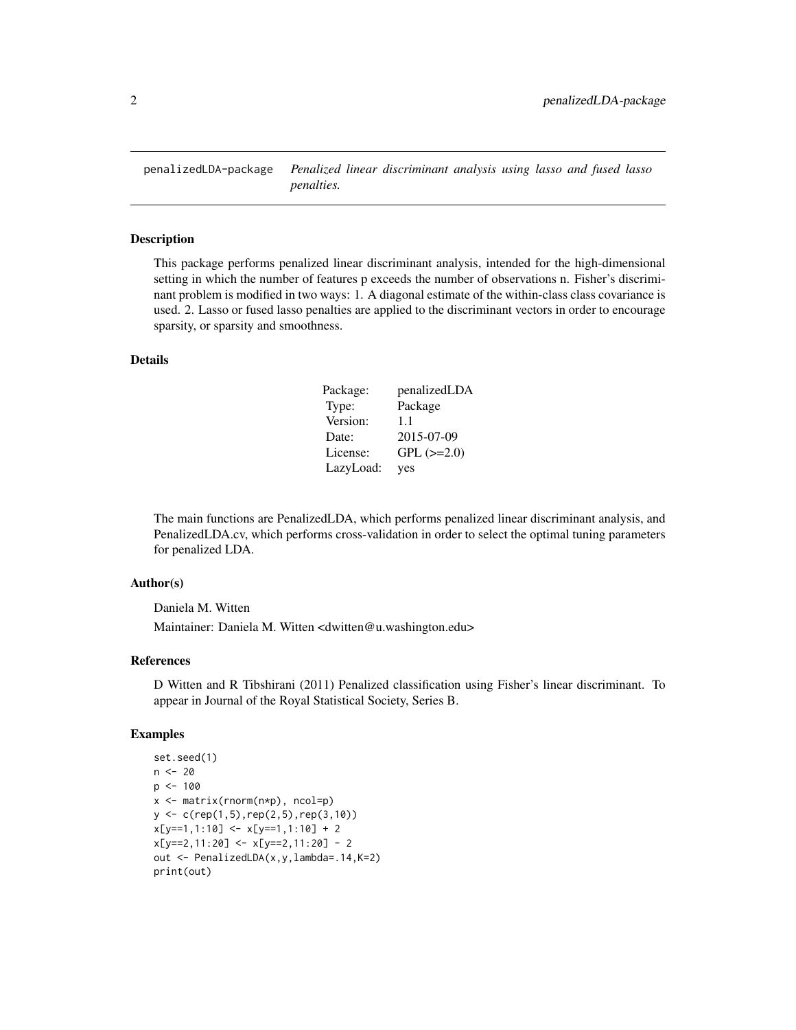penalizedLDA-package *Penalized linear discriminant analysis using lasso and fused lasso penalties.*

## Description

This package performs penalized linear discriminant analysis, intended for the high-dimensional setting in which the number of features p exceeds the number of observations n. Fisher's discriminant problem is modified in two ways: 1. A diagonal estimate of the within-class class covariance is used. 2. Lasso or fused lasso penalties are applied to the discriminant vectors in order to encourage sparsity, or sparsity and smoothness.

## Details

| | |
|---|---|
| Package: | penalizedLDA |
| Type: | Package |
| Version: | 1.1 |
| Date: | 2015-07-09 |
| License: | GPL (>=2.0) |
| LazyLoad: | yes |

The main functions are PenalizedLDA, which performs penalized linear discriminant analysis, and PenalizedLDA.cv, which performs cross-validation in order to select the optimal tuning parameters for penalized LDA.

## Author(s)

Daniela M. Witten

Maintainer: Daniela M. Witten <dwitten@u.washington.edu>

## References

D Witten and R Tibshirani (2011) Penalized classification using Fisher's linear discriminant. To appear in Journal of the Royal Statistical Society, Series B.

## Examples

```
set.seed(1)
n <- 20
p <- 100
x <- matrix(rnorm(n*p), ncol=p)
y <- c(rep(1,5),rep(2,5),rep(3,10))
x[y==1,1:10] <- x[y==1,1:10] + 2
x[y==2,11:20] <- x[y==2,11:20] - 2
out <- PenalizedLDA(x,y,lambda=.14,K=2)
print(out)
```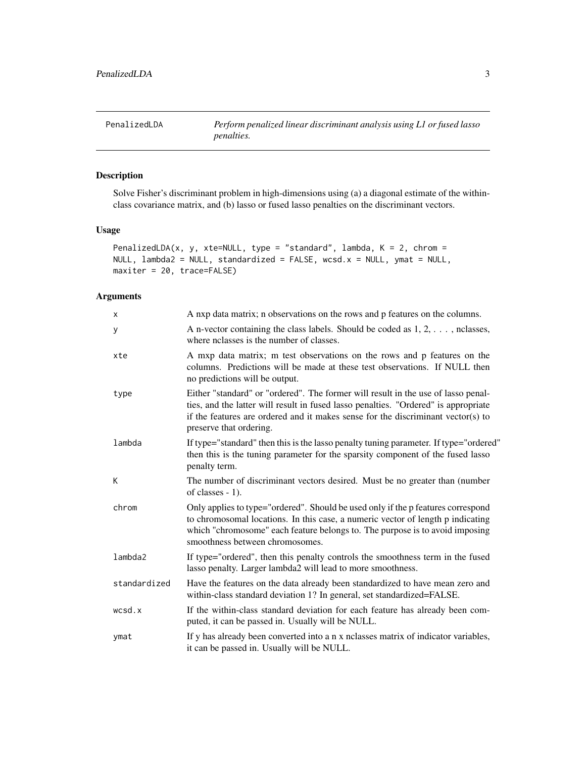PenalizedLDA — *Perform penalized linear discriminant analysis using L1 or fused lasso penalties.*

## Description

Solve Fisher's discriminant problem in high-dimensions using (a) a diagonal estimate of the within-class covariance matrix, and (b) lasso or fused lasso penalties on the discriminant vectors.

## Usage

```
PenalizedLDA(x, y, xte=NULL, type = "standard", lambda, K = 2, chrom =
NULL, lambda2 = NULL, standardized = FALSE, wcsd.x = NULL, ymat = NULL,
maxiter = 20, trace=FALSE)
```

## Arguments

| Argument | Description |
|---|---|
| x | A nxp data matrix; n observations on the rows and p features on the columns. |
| y | A n-vector containing the class labels. Should be coded as 1, 2, . . . , nclasses, where nclasses is the number of classes. |
| xte | A mxp data matrix; m test observations on the rows and p features on the columns. Predictions will be made at these test observations. If NULL then no predictions will be output. |
| type | Either "standard" or "ordered". The former will result in the use of lasso penalties, and the latter will result in fused lasso penalties. "Ordered" is appropriate if the features are ordered and it makes sense for the discriminant vector(s) to preserve that ordering. |
| lambda | If type="standard" then this is the lasso penalty tuning parameter. If type="ordered" then this is the tuning parameter for the sparsity component of the fused lasso penalty term. |
| K | The number of discriminant vectors desired. Must be no greater than (number of classes - 1). |
| chrom | Only applies to type="ordered". Should be used only if the p features correspond to chromosomal locations. In this case, a numeric vector of length p indicating which "chromosome" each feature belongs to. The purpose is to avoid imposing smoothness between chromosomes. |
| lambda2 | If type="ordered", then this penalty controls the smoothness term in the fused lasso penalty. Larger lambda2 will lead to more smoothness. |
| standardized | Have the features on the data already been standardized to have mean zero and within-class standard deviation 1? In general, set standardized=FALSE. |
| wcsd.x | If the within-class standard deviation for each feature has already been computed, it can be passed in. Usually will be NULL. |
| ymat | If y has already been converted into a n x nclasses matrix of indicator variables, it can be passed in. Usually will be NULL. |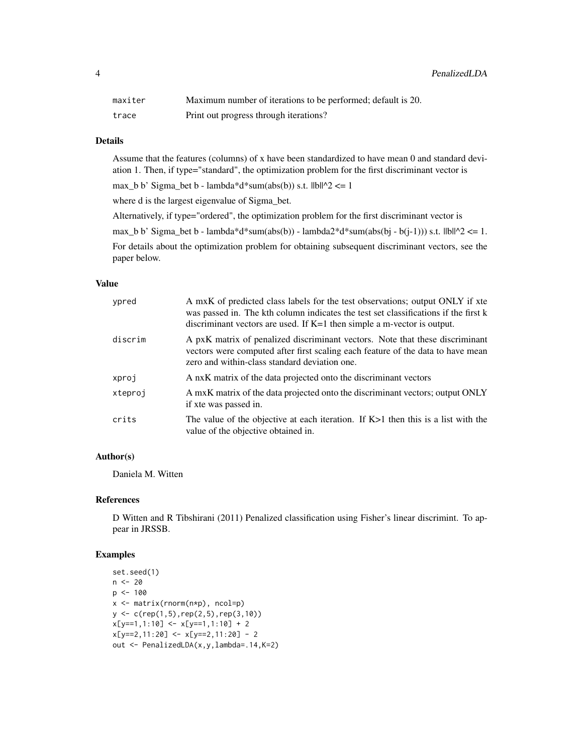| | |
|---|---|
| maxiter | Maximum number of iterations to be performed; default is 20. |
| trace | Print out progress through iterations? |

### Details

Assume that the features (columns) of x have been standardized to have mean 0 and standard deviation 1. Then, if type="standard", the optimization problem for the first discriminant vector is

max_b b' Sigma_bet b - lambda*d*sum(abs(b)) s.t. ||b||^2 <= 1

where d is the largest eigenvalue of Sigma_bet.

Alternatively, if type="ordered", the optimization problem for the first discriminant vector is

max_b b' Sigma_bet b - lambda*d*sum(abs(b)) - lambda2*d*sum(abs(bj - b(j-1))) s.t. ||b||^2 <= 1.

For details about the optimization problem for obtaining subsequent discriminant vectors, see the paper below.

### Value

| | |
|---|---|
| ypred | A mxK of predicted class labels for the test observations; output ONLY if xte was passed in. The kth column indicates the test set classifications if the first k discriminant vectors are used. If K=1 then simple a m-vector is output. |
| discrim | A pxK matrix of penalized discriminant vectors. Note that these discriminant vectors were computed after first scaling each feature of the data to have mean zero and within-class standard deviation one. |
| xproj | A nxK matrix of the data projected onto the discriminant vectors |
| xteproj | A mxK matrix of the data projected onto the discriminant vectors; output ONLY if xte was passed in. |
| crits | The value of the objective at each iteration. If K>1 then this is a list with the value of the objective obtained in. |

### Author(s)

Daniela M. Witten

### References

D Witten and R Tibshirani (2011) Penalized classification using Fisher's linear discrimint. To appear in JRSSB.

### Examples

```
set.seed(1)
n <- 20
p <- 100
x <- matrix(rnorm(n*p), ncol=p)
y <- c(rep(1,5),rep(2,5),rep(3,10))
x[y==1,1:10] <- x[y==1,1:10] + 2
x[y==2,11:20] <- x[y==2,11:20] - 2
out <- PenalizedLDA(x,y,lambda=.14,K=2)
```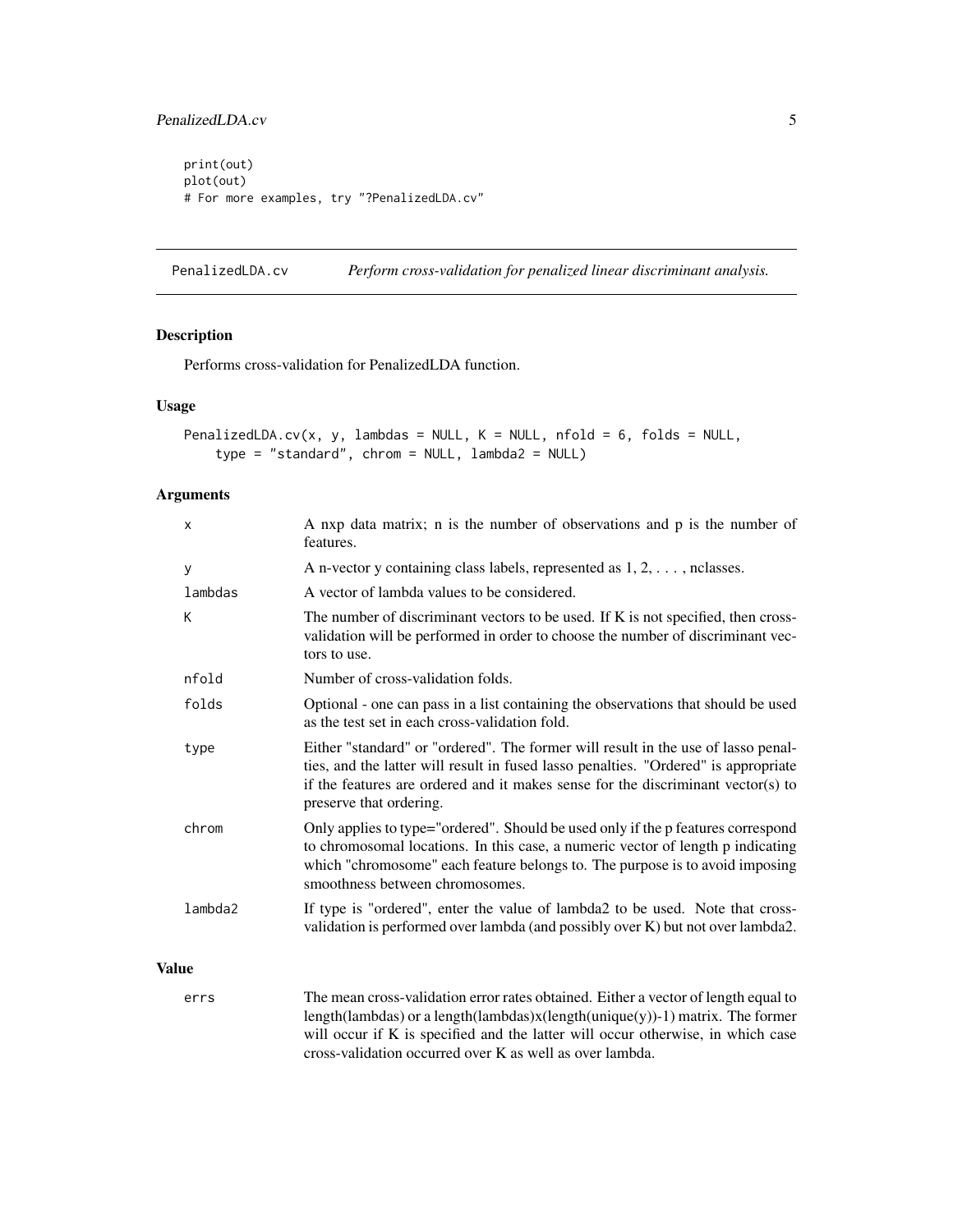```
print(out)
plot(out)
# For more examples, try "?PenalizedLDA.cv"
```

## PenalizedLDA.cv — *Perform cross-validation for penalized linear discriminant analysis.*

### Description

Performs cross-validation for PenalizedLDA function.

### Usage

```
PenalizedLDA.cv(x, y, lambdas = NULL, K = NULL, nfold = 6, folds = NULL,
    type = "standard", chrom = NULL, lambda2 = NULL)
```

### Arguments

| | |
|---|---|
| x | A nxp data matrix; n is the number of observations and p is the number of features. |
| y | A n-vector y containing class labels, represented as 1, 2, . . . , nclasses. |
| lambdas | A vector of lambda values to be considered. |
| K | The number of discriminant vectors to be used. If K is not specified, then cross-validation will be performed in order to choose the number of discriminant vectors to use. |
| nfold | Number of cross-validation folds. |
| folds | Optional - one can pass in a list containing the observations that should be used as the test set in each cross-validation fold. |
| type | Either "standard" or "ordered". The former will result in the use of lasso penalties, and the latter will result in fused lasso penalties. "Ordered" is appropriate if the features are ordered and it makes sense for the discriminant vector(s) to preserve that ordering. |
| chrom | Only applies to type="ordered". Should be used only if the p features correspond to chromosomal locations. In this case, a numeric vector of length p indicating which "chromosome" each feature belongs to. The purpose is to avoid imposing smoothness between chromosomes. |
| lambda2 | If type is "ordered", enter the value of lambda2 to be used. Note that cross-validation is performed over lambda (and possibly over K) but not over lambda2. |

### Value

| | |
|---|---|
| errs | The mean cross-validation error rates obtained. Either a vector of length equal to length(lambdas) or a length(lambdas)x(length(unique(y))-1) matrix. The former will occur if K is specified and the latter will occur otherwise, in which case cross-validation occurred over K as well as over lambda. |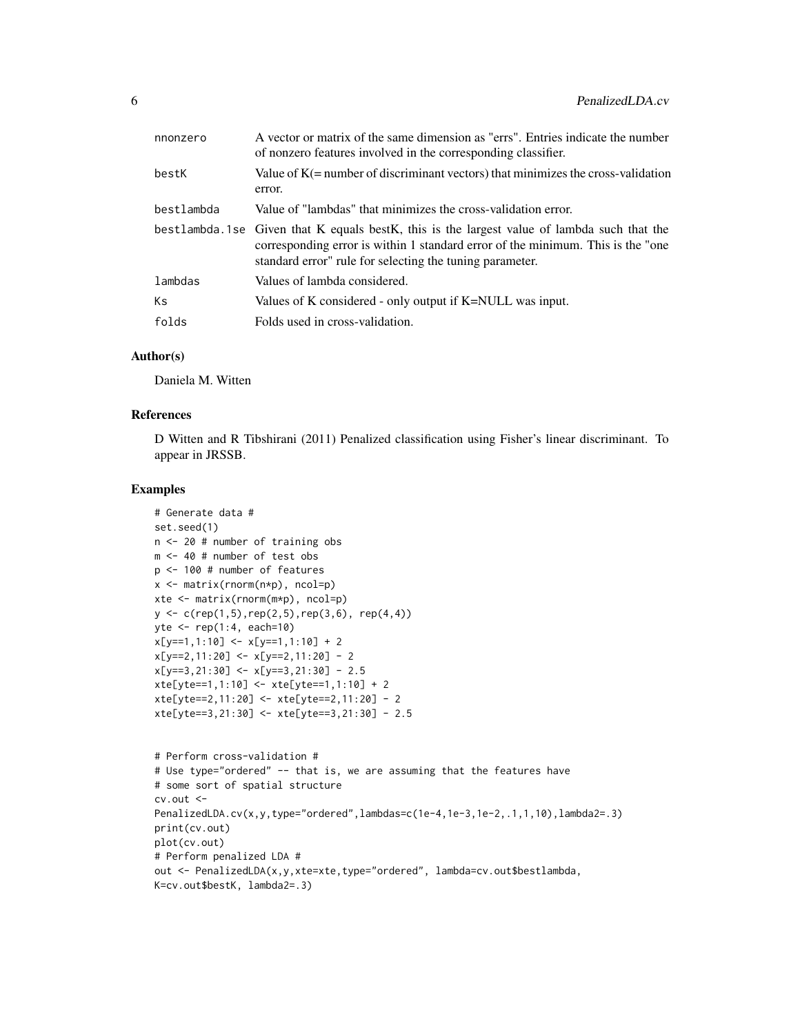| | |
|---|---|
| nnonzero | A vector or matrix of the same dimension as "errs". Entries indicate the number of nonzero features involved in the corresponding classifier. |
| bestK | Value of K(= number of discriminant vectors) that minimizes the cross-validation error. |
| bestlambda | Value of "lambdas" that minimizes the cross-validation error. |
| bestlambda.1se | Given that K equals bestK, this is the largest value of lambda such that the corresponding error is within 1 standard error of the minimum. This is the "one standard error" rule for selecting the tuning parameter. |
| lambdas | Values of lambda considered. |
| Ks | Values of K considered - only output if K=NULL was input. |
| folds | Folds used in cross-validation. |

### Author(s)

Daniela M. Witten

### References

D Witten and R Tibshirani (2011) Penalized classification using Fisher's linear discriminant. To appear in JRSSB.

### Examples

```
# Generate data #
set.seed(1)
n <- 20 # number of training obs
m <- 40 # number of test obs
p <- 100 # number of features
x <- matrix(rnorm(n*p), ncol=p)
xte <- matrix(rnorm(m*p), ncol=p)
y <- c(rep(1,5),rep(2,5),rep(3,6), rep(4,4))
yte <- rep(1:4, each=10)
x[y==1,1:10] <- x[y==1,1:10] + 2
x[y==2,11:20] <- x[y==2,11:20] - 2
x[y==3,21:30] <- x[y==3,21:30] - 2.5
xte[yte==1,1:10] <- xte[yte==1,1:10] + 2
xte[yte==2,11:20] <- xte[yte==2,11:20] - 2
xte[yte==3,21:30] <- xte[yte==3,21:30] - 2.5


# Perform cross-validation #
# Use type="ordered" -- that is, we are assuming that the features have
# some sort of spatial structure
cv.out <-
PenalizedLDA.cv(x,y,type="ordered",lambdas=c(1e-4,1e-3,1e-2,.1,1,10),lambda2=.3)
print(cv.out)
plot(cv.out)
# Perform penalized LDA #
out <- PenalizedLDA(x,y,xte=xte,type="ordered", lambda=cv.out$bestlambda,
K=cv.out$bestK, lambda2=.3)
```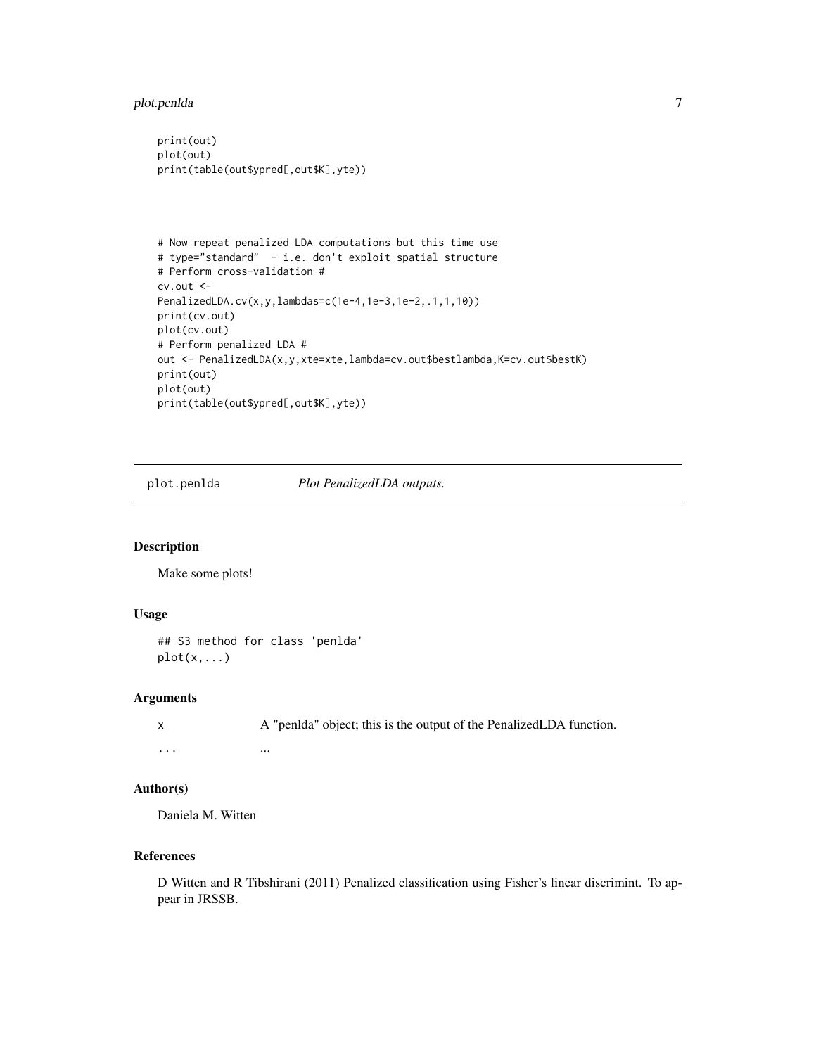```
print(out)
plot(out)
print(table(out$ypred[,out$K],yte))



# Now repeat penalized LDA computations but this time use
# type="standard"  - i.e. don't exploit spatial structure
# Perform cross-validation #
cv.out <-
PenalizedLDA.cv(x,y,lambdas=c(1e-4,1e-3,1e-2,.1,1,10))
print(cv.out)
plot(cv.out)
# Perform penalized LDA #
out <- PenalizedLDA(x,y,xte=xte,lambda=cv.out$bestlambda,K=cv.out$bestK)
print(out)
plot(out)
print(table(out$ypred[,out$K],yte))
```

---

## plot.penlda — *Plot PenalizedLDA outputs.*

### Description

Make some plots!

### Usage

```
## S3 method for class 'penlda'
plot(x,...)
```

### Arguments

| | |
|---|---|
| x | A "penlda" object; this is the output of the PenalizedLDA function. |
| ... | ... |

### Author(s)

Daniela M. Witten

### References

D Witten and R Tibshirani (2011) Penalized classification using Fisher's linear discrimint. To appear in JRSSB.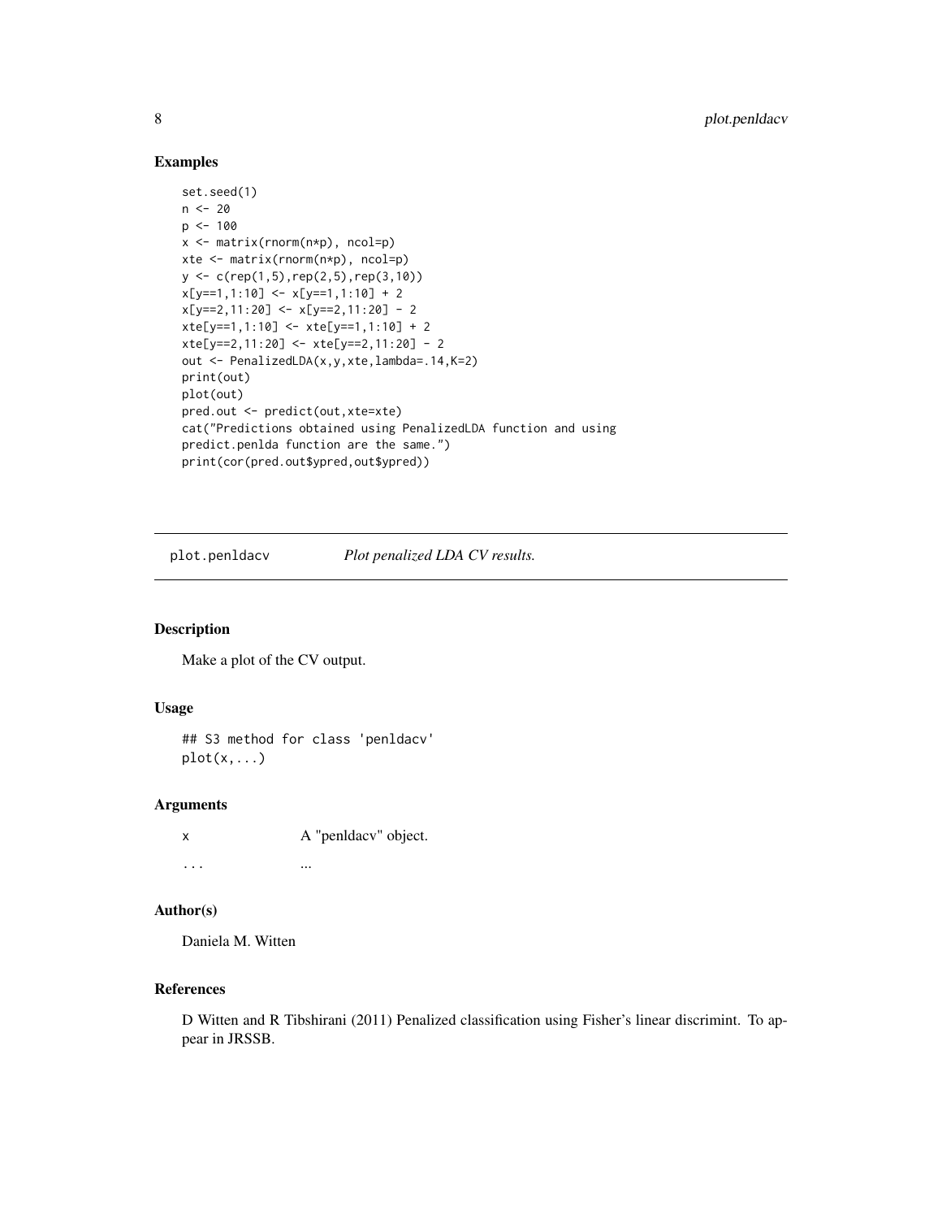## Examples

```
set.seed(1)
n <- 20
p <- 100
x <- matrix(rnorm(n*p), ncol=p)
xte <- matrix(rnorm(n*p), ncol=p)
y <- c(rep(1,5),rep(2,5),rep(3,10))
x[y==1,1:10] <- x[y==1,1:10] + 2
x[y==2,11:20] <- x[y==2,11:20] - 2
xte[y==1,1:10] <- xte[y==1,1:10] + 2
xte[y==2,11:20] <- xte[y==2,11:20] - 2
out <- PenalizedLDA(x,y,xte,lambda=.14,K=2)
print(out)
plot(out)
pred.out <- predict(out,xte=xte)
cat("Predictions obtained using PenalizedLDA function and using
predict.penlda function are the same.")
print(cor(pred.out$ypred,out$ypred))
```

---

# plot.penldacv — *Plot penalized LDA CV results.*

---

## Description

Make a plot of the CV output.

## Usage

```
## S3 method for class 'penldacv'
plot(x,...)
```

## Arguments

| | |
|---|---|
| x | A "penldacv" object. |
| ... | ... |

## Author(s)

Daniela M. Witten

## References

D Witten and R Tibshirani (2011) Penalized classification using Fisher's linear discrimint. To appear in JRSSB.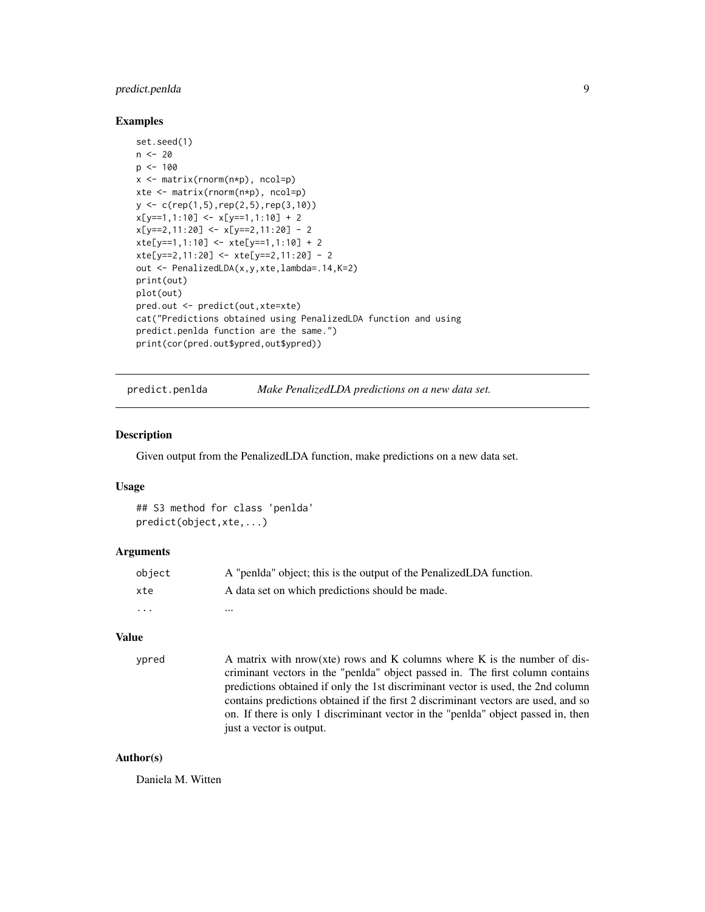## Examples

```
set.seed(1)
n <- 20
p <- 100
x <- matrix(rnorm(n*p), ncol=p)
xte <- matrix(rnorm(n*p), ncol=p)
y <- c(rep(1,5),rep(2,5),rep(3,10))
x[y==1,1:10] <- x[y==1,1:10] + 2
x[y==2,11:20] <- x[y==2,11:20] - 2
xte[y==1,1:10] <- xte[y==1,1:10] + 2
xte[y==2,11:20] <- xte[y==2,11:20] - 2
out <- PenalizedLDA(x,y,xte,lambda=.14,K=2)
print(out)
plot(out)
pred.out <- predict(out,xte=xte)
cat("Predictions obtained using PenalizedLDA function and using
predict.penlda function are the same.")
print(cor(pred.out$ypred,out$ypred))
```

---

# predict.penlda — *Make PenalizedLDA predictions on a new data set.*

## Description

Given output from the PenalizedLDA function, make predictions on a new data set.

## Usage

```
## S3 method for class 'penlda'
predict(object,xte,...)
```

## Arguments

| | |
|---|---|
| object | A "penlda" object; this is the output of the PenalizedLDA function. |
| xte | A data set on which predictions should be made. |
| ... | ... |

## Value

| | |
|---|---|
| ypred | A matrix with nrow(xte) rows and K columns where K is the number of discriminant vectors in the "penlda" object passed in. The first column contains predictions obtained if only the 1st discriminant vector is used, the 2nd column contains predictions obtained if the first 2 discriminant vectors are used, and so on. If there is only 1 discriminant vector in the "penlda" object passed in, then just a vector is output. |

## Author(s)

Daniela M. Witten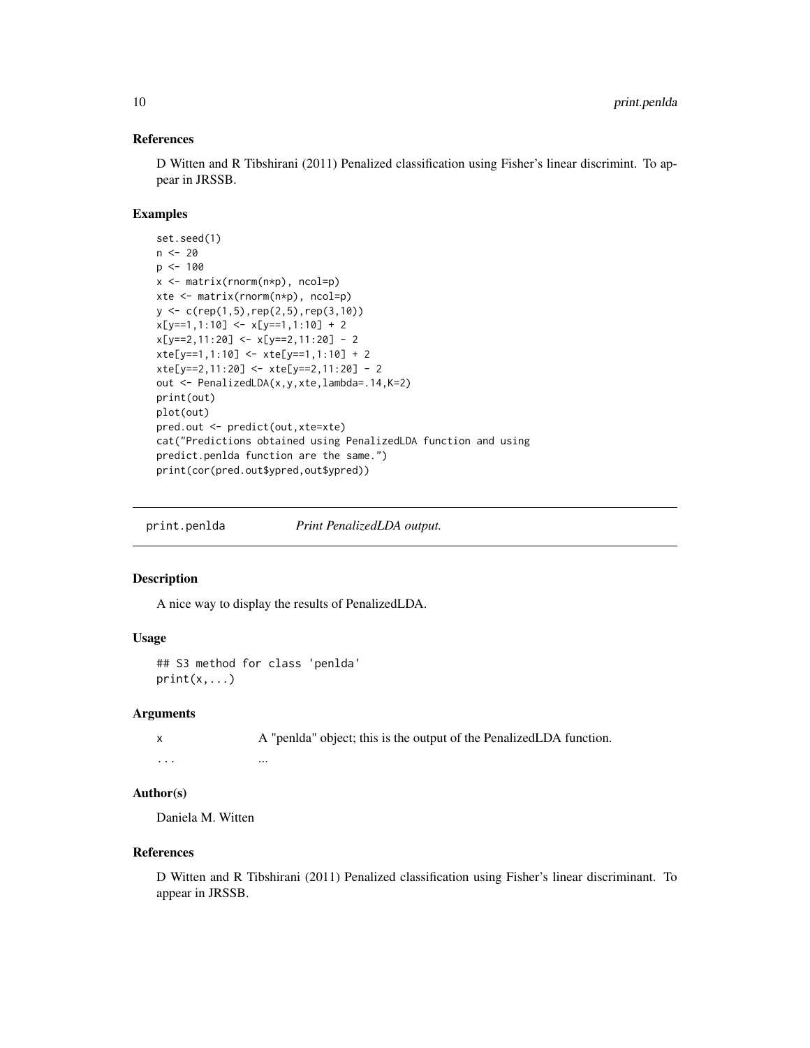### References

D Witten and R Tibshirani (2011) Penalized classification using Fisher's linear discrimint. To appear in JRSSB.

### Examples

```
set.seed(1)
n <- 20
p <- 100
x <- matrix(rnorm(n*p), ncol=p)
xte <- matrix(rnorm(n*p), ncol=p)
y <- c(rep(1,5),rep(2,5),rep(3,10))
x[y==1,1:10] <- x[y==1,1:10] + 2
x[y==2,11:20] <- x[y==2,11:20] - 2
xte[y==1,1:10] <- xte[y==1,1:10] + 2
xte[y==2,11:20] <- xte[y==2,11:20] - 2
out <- PenalizedLDA(x,y,xte,lambda=.14,K=2)
print(out)
plot(out)
pred.out <- predict(out,xte=xte)
cat("Predictions obtained using PenalizedLDA function and using
predict.penlda function are the same.")
print(cor(pred.out$ypred,out$ypred))
```

---

## print.penlda — *Print PenalizedLDA output.*

---

### Description

A nice way to display the results of PenalizedLDA.

### Usage

```
## S3 method for class 'penlda'
print(x,...)
```

### Arguments

| | |
|---|---|
| x | A "penlda" object; this is the output of the PenalizedLDA function. |
| ... | ... |

### Author(s)

Daniela M. Witten

### References

D Witten and R Tibshirani (2011) Penalized classification using Fisher's linear discriminant. To appear in JRSSB.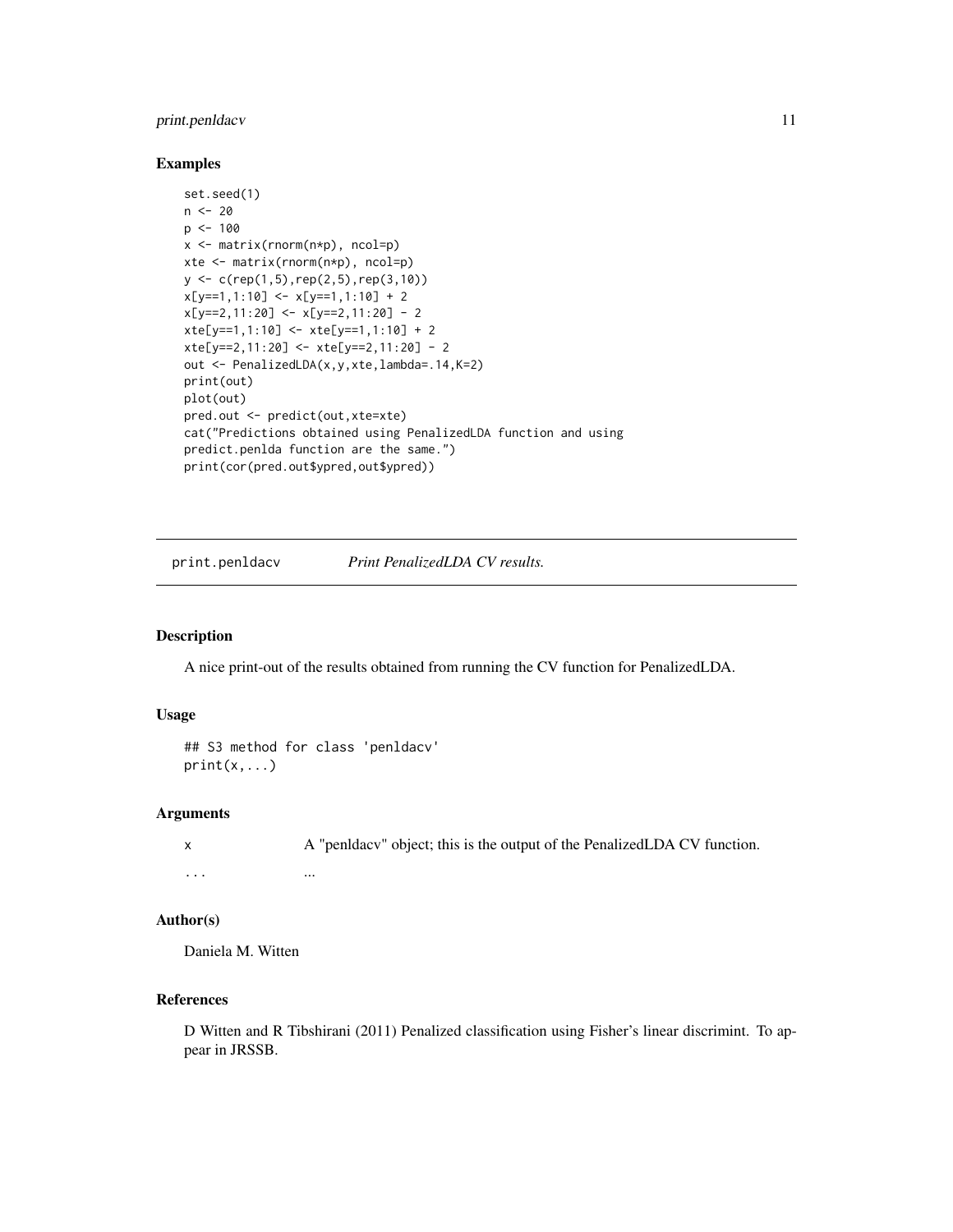### Examples

```
set.seed(1)
n <- 20
p <- 100
x <- matrix(rnorm(n*p), ncol=p)
xte <- matrix(rnorm(n*p), ncol=p)
y <- c(rep(1,5),rep(2,5),rep(3,10))
x[y==1,1:10] <- x[y==1,1:10] + 2
x[y==2,11:20] <- x[y==2,11:20] - 2
xte[y==1,1:10] <- xte[y==1,1:10] + 2
xte[y==2,11:20] <- xte[y==2,11:20] - 2
out <- PenalizedLDA(x,y,xte,lambda=.14,K=2)
print(out)
plot(out)
pred.out <- predict(out,xte=xte)
cat("Predictions obtained using PenalizedLDA function and using
predict.penlda function are the same.")
print(cor(pred.out$ypred,out$ypred))
```

---

## print.penldacv — *Print PenalizedLDA CV results.*

### Description

A nice print-out of the results obtained from running the CV function for PenalizedLDA.

### Usage

```
## S3 method for class 'penldacv'
print(x,...)
```

### Arguments

| | |
|---|---|
| `x` | A "penldacv" object; this is the output of the PenalizedLDA CV function. |
| `...` | ... |

### Author(s)

Daniela M. Witten

### References

D Witten and R Tibshirani (2011) Penalized classification using Fisher's linear discrimint. To appear in JRSSB.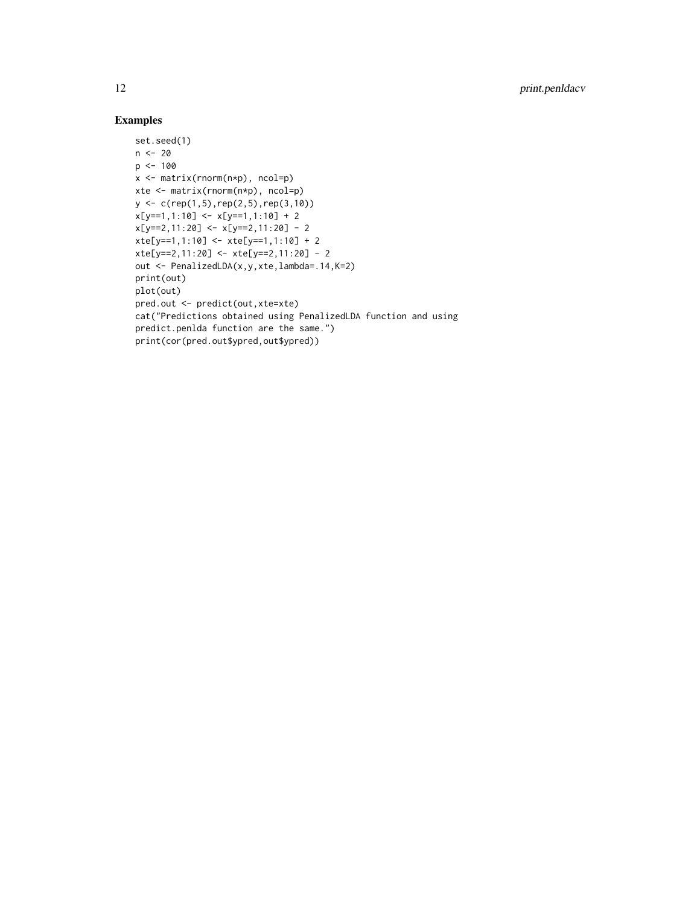## Examples

```
set.seed(1)
n <- 20
p <- 100
x <- matrix(rnorm(n*p), ncol=p)
xte <- matrix(rnorm(n*p), ncol=p)
y <- c(rep(1,5),rep(2,5),rep(3,10))
x[y==1,1:10] <- x[y==1,1:10] + 2
x[y==2,11:20] <- x[y==2,11:20] - 2
xte[y==1,1:10] <- xte[y==1,1:10] + 2
xte[y==2,11:20] <- xte[y==2,11:20] - 2
out <- PenalizedLDA(x,y,xte,lambda=.14,K=2)
print(out)
plot(out)
pred.out <- predict(out,xte=xte)
cat("Predictions obtained using PenalizedLDA function and using
predict.penlda function are the same.")
print(cor(pred.out$ypred,out$ypred))
```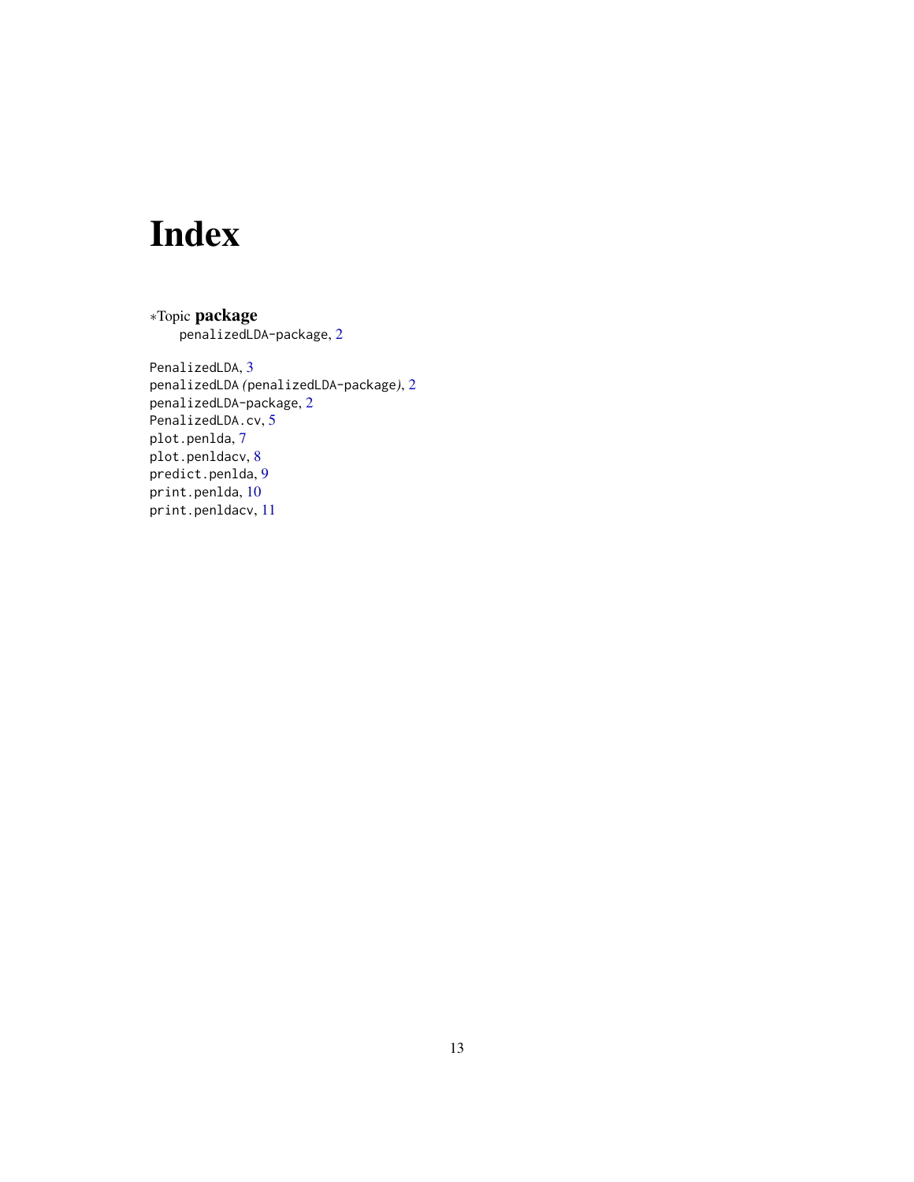# Index

*Topic **package**

penalizedLDA-package, 2

PenalizedLDA, 3
penalizedLDA *(*penalizedLDA-package*)*, 2
penalizedLDA-package, 2
PenalizedLDA.cv, 5
plot.penlda, 7
plot.penldacv, 8
predict.penlda, 9
print.penlda, 10
print.penldacv, 11